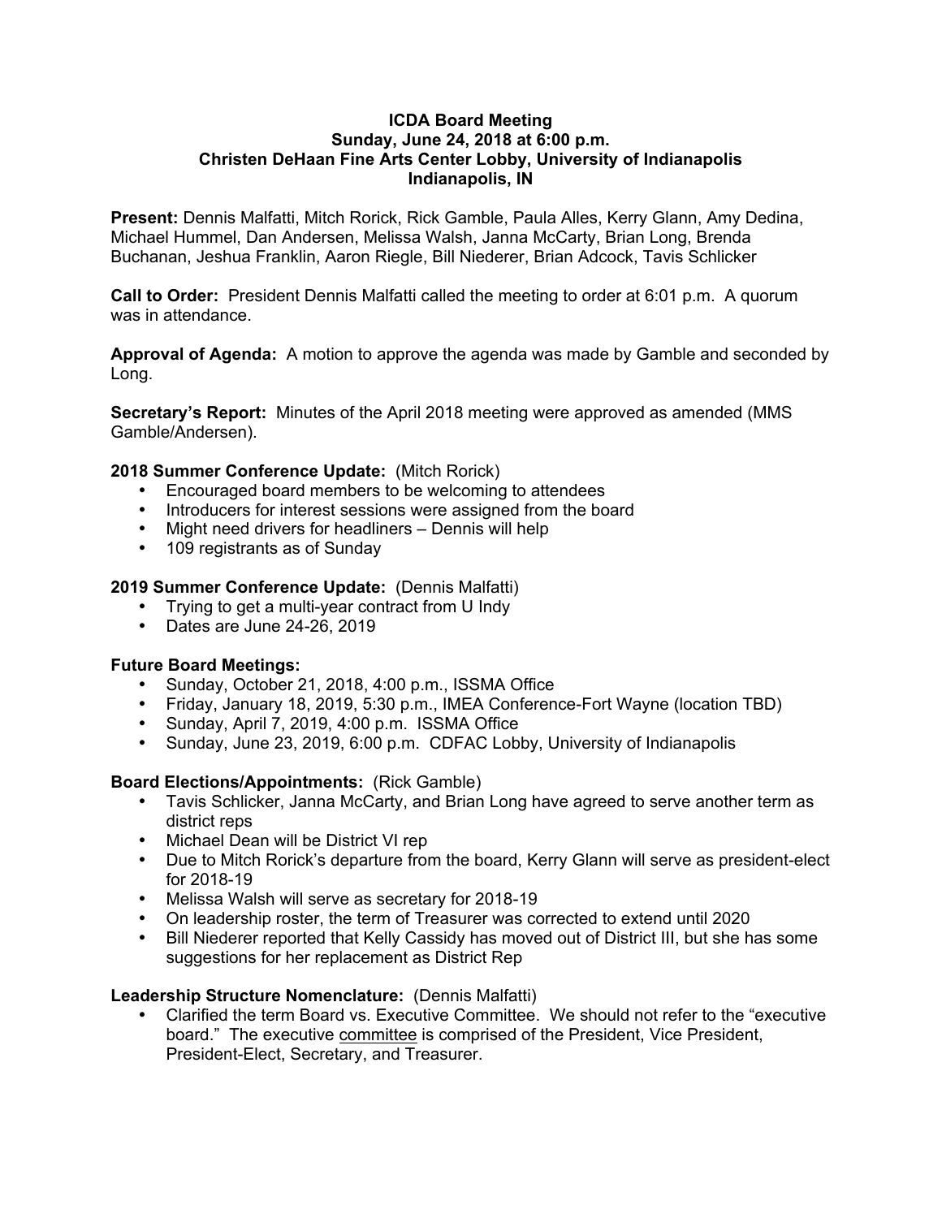**ICDA Board Meeting**
**Sunday, June 24, 2018 at 6:00 p.m.**
**Christen DeHaan Fine Arts Center Lobby, University of Indianapolis**
**Indianapolis, IN**

**Present:** Dennis Malfatti, Mitch Rorick, Rick Gamble, Paula Alles, Kerry Glann, Amy Dedina, Michael Hummel, Dan Andersen, Melissa Walsh, Janna McCarty, Brian Long, Brenda Buchanan, Jeshua Franklin, Aaron Riegle, Bill Niederer, Brian Adcock, Tavis Schlicker

**Call to Order:** President Dennis Malfatti called the meeting to order at 6:01 p.m. A quorum was in attendance.

**Approval of Agenda:** A motion to approve the agenda was made by Gamble and seconded by Long.

**Secretary's Report:** Minutes of the April 2018 meeting were approved as amended (MMS Gamble/Andersen).

**2018 Summer Conference Update:** (Mitch Rorick)

- Encouraged board members to be welcoming to attendees
- Introducers for interest sessions were assigned from the board
- Might need drivers for headliners – Dennis will help
- 109 registrants as of Sunday

**2019 Summer Conference Update:** (Dennis Malfatti)

- Trying to get a multi-year contract from U Indy
- Dates are June 24-26, 2019

**Future Board Meetings:**

- Sunday, October 21, 2018, 4:00 p.m., ISSMA Office
- Friday, January 18, 2019, 5:30 p.m., IMEA Conference-Fort Wayne (location TBD)
- Sunday, April 7, 2019, 4:00 p.m. ISSMA Office
- Sunday, June 23, 2019, 6:00 p.m. CDFAC Lobby, University of Indianapolis

**Board Elections/Appointments:** (Rick Gamble)

- Tavis Schlicker, Janna McCarty, and Brian Long have agreed to serve another term as district reps
- Michael Dean will be District VI rep
- Due to Mitch Rorick's departure from the board, Kerry Glann will serve as president-elect for 2018-19
- Melissa Walsh will serve as secretary for 2018-19
- On leadership roster, the term of Treasurer was corrected to extend until 2020
- Bill Niederer reported that Kelly Cassidy has moved out of District III, but she has some suggestions for her replacement as District Rep

**Leadership Structure Nomenclature:** (Dennis Malfatti)

- Clarified the term Board vs. Executive Committee. We should not refer to the "executive board." The executive committee is comprised of the President, Vice President, President-Elect, Secretary, and Treasurer.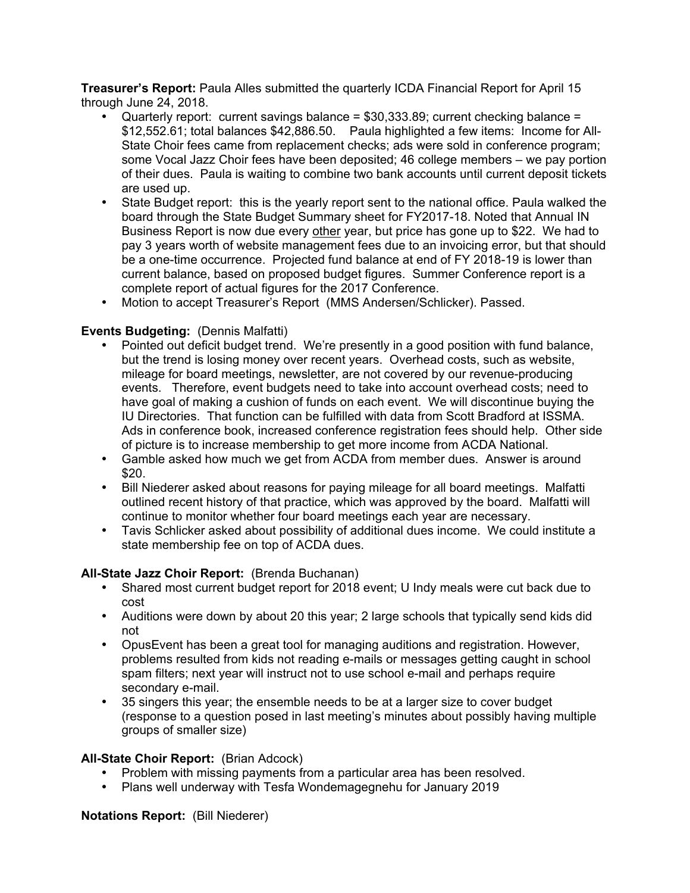**Treasurer's Report:** Paula Alles submitted the quarterly ICDA Financial Report for April 15 through June 24, 2018.

- Quarterly report: current savings balance = $30,333.89; current checking balance = $12,552.61; total balances $42,886.50. Paula highlighted a few items: Income for All-State Choir fees came from replacement checks; ads were sold in conference program; some Vocal Jazz Choir fees have been deposited; 46 college members – we pay portion of their dues. Paula is waiting to combine two bank accounts until current deposit tickets are used up.
- State Budget report: this is the yearly report sent to the national office. Paula walked the board through the State Budget Summary sheet for FY2017-18. Noted that Annual IN Business Report is now due every other year, but price has gone up to $22. We had to pay 3 years worth of website management fees due to an invoicing error, but that should be a one-time occurrence. Projected fund balance at end of FY 2018-19 is lower than current balance, based on proposed budget figures. Summer Conference report is a complete report of actual figures for the 2017 Conference.
- Motion to accept Treasurer's Report (MMS Andersen/Schlicker). Passed.

**Events Budgeting:** (Dennis Malfatti)

- Pointed out deficit budget trend. We're presently in a good position with fund balance, but the trend is losing money over recent years. Overhead costs, such as website, mileage for board meetings, newsletter, are not covered by our revenue-producing events. Therefore, event budgets need to take into account overhead costs; need to have goal of making a cushion of funds on each event. We will discontinue buying the IU Directories. That function can be fulfilled with data from Scott Bradford at ISSMA. Ads in conference book, increased conference registration fees should help. Other side of picture is to increase membership to get more income from ACDA National.
- Gamble asked how much we get from ACDA from member dues. Answer is around $20.
- Bill Niederer asked about reasons for paying mileage for all board meetings. Malfatti outlined recent history of that practice, which was approved by the board. Malfatti will continue to monitor whether four board meetings each year are necessary.
- Tavis Schlicker asked about possibility of additional dues income. We could institute a state membership fee on top of ACDA dues.

**All-State Jazz Choir Report:** (Brenda Buchanan)

- Shared most current budget report for 2018 event; U Indy meals were cut back due to cost
- Auditions were down by about 20 this year; 2 large schools that typically send kids did not
- OpusEvent has been a great tool for managing auditions and registration. However, problems resulted from kids not reading e-mails or messages getting caught in school spam filters; next year will instruct not to use school e-mail and perhaps require secondary e-mail.
- 35 singers this year; the ensemble needs to be at a larger size to cover budget (response to a question posed in last meeting's minutes about possibly having multiple groups of smaller size)

**All-State Choir Report:** (Brian Adcock)

- Problem with missing payments from a particular area has been resolved.
- Plans well underway with Tesfa Wondemagegnehu for January 2019

**Notations Report:** (Bill Niederer)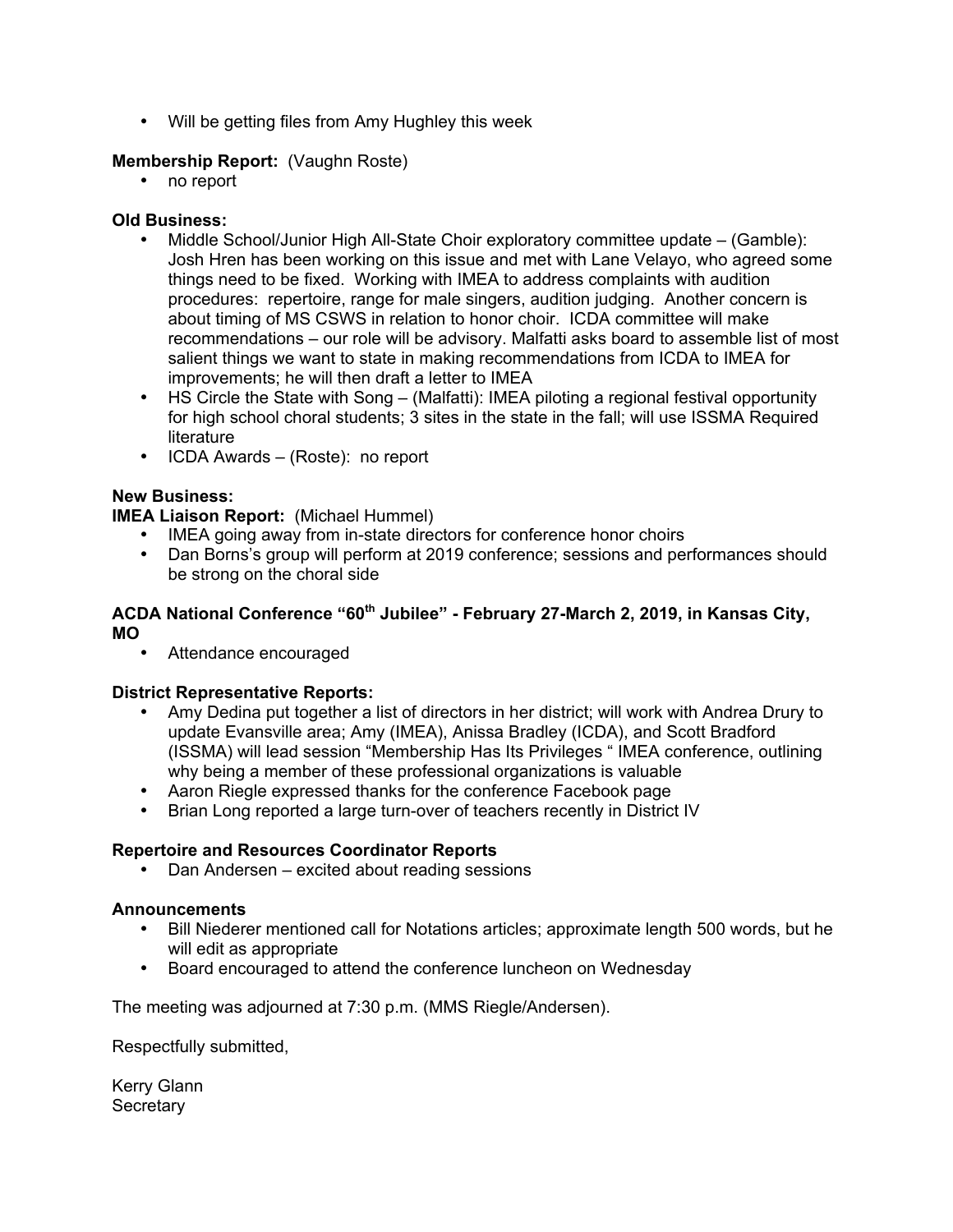- Will be getting files from Amy Hughley this week

**Membership Report:** (Vaughn Roste)

- no report

**Old Business:**

- Middle School/Junior High All-State Choir exploratory committee update – (Gamble): Josh Hren has been working on this issue and met with Lane Velayo, who agreed some things need to be fixed. Working with IMEA to address complaints with audition procedures: repertoire, range for male singers, audition judging. Another concern is about timing of MS CSWS in relation to honor choir. ICDA committee will make recommendations – our role will be advisory. Malfatti asks board to assemble list of most salient things we want to state in making recommendations from ICDA to IMEA for improvements; he will then draft a letter to IMEA
- HS Circle the State with Song – (Malfatti): IMEA piloting a regional festival opportunity for high school choral students; 3 sites in the state in the fall; will use ISSMA Required literature
- ICDA Awards – (Roste): no report

**New Business:**

**IMEA Liaison Report:** (Michael Hummel)

- IMEA going away from in-state directors for conference honor choirs
- Dan Borns's group will perform at 2019 conference; sessions and performances should be strong on the choral side

**ACDA National Conference "60th Jubilee" - February 27-March 2, 2019, in Kansas City, MO**

- Attendance encouraged

**District Representative Reports:**

- Amy Dedina put together a list of directors in her district; will work with Andrea Drury to update Evansville area; Amy (IMEA), Anissa Bradley (ICDA), and Scott Bradford (ISSMA) will lead session "Membership Has Its Privileges " IMEA conference, outlining why being a member of these professional organizations is valuable
- Aaron Riegle expressed thanks for the conference Facebook page
- Brian Long reported a large turn-over of teachers recently in District IV

**Repertoire and Resources Coordinator Reports**

- Dan Andersen – excited about reading sessions

**Announcements**

- Bill Niederer mentioned call for Notations articles; approximate length 500 words, but he will edit as appropriate
- Board encouraged to attend the conference luncheon on Wednesday

The meeting was adjourned at 7:30 p.m. (MMS Riegle/Andersen).

Respectfully submitted,

Kerry Glann
Secretary